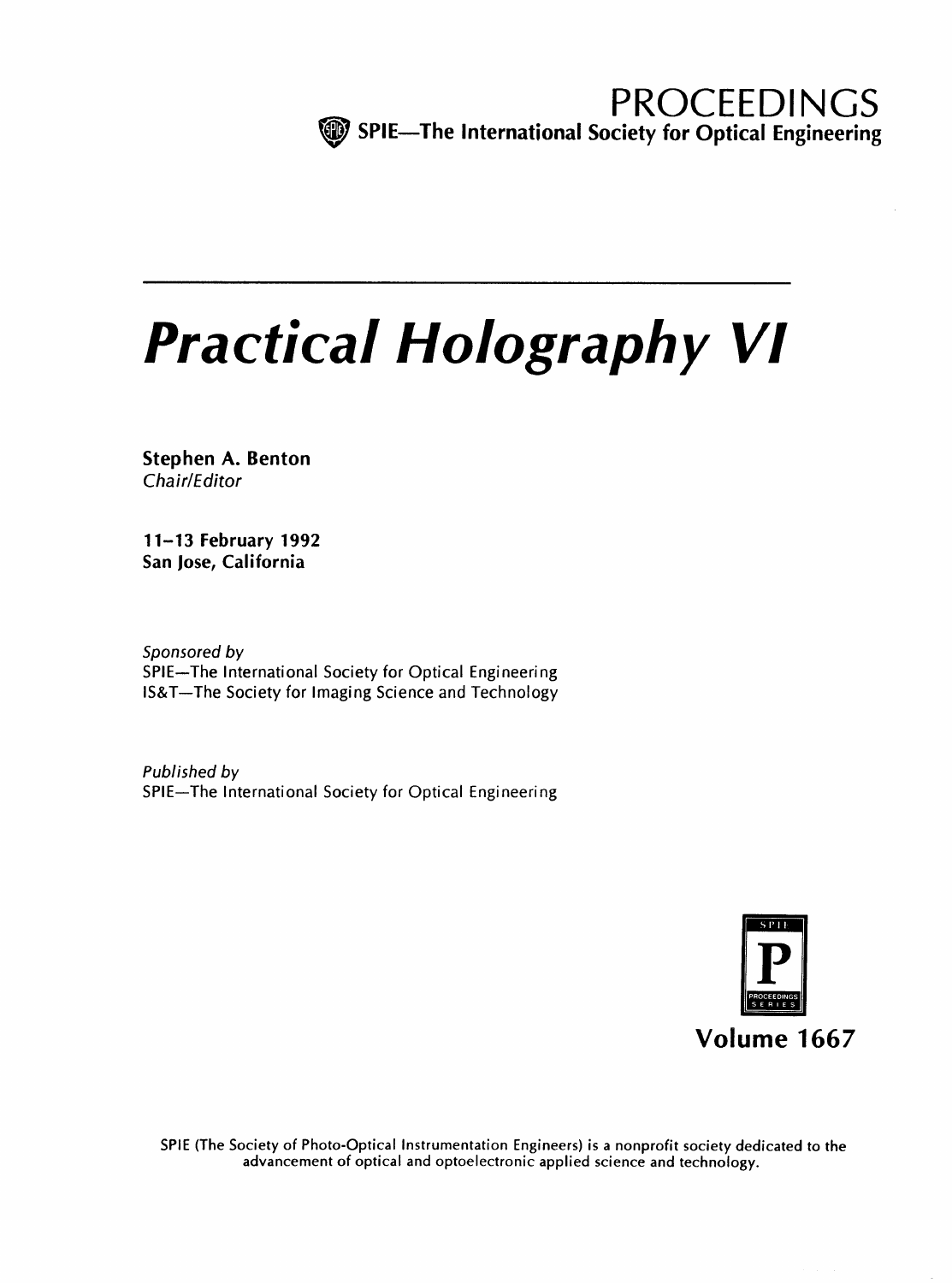PROCEEDINGS
SPIE—The International Society for Optical Engineering

# *Practical Holography VI*

**Stephen A. Benton**
*Chair/Editor*

**11–13 February 1992**
**San Jose, California**

*Sponsored by*
SPIE—The International Society for Optical Engineering
IS&T—The Society for Imaging Science and Technology

*Published by*
SPIE—The International Society for Optical Engineering

**Volume 1667**

SPIE (The Society of Photo-Optical Instrumentation Engineers) is a nonprofit society dedicated to the advancement of optical and optoelectronic applied science and technology.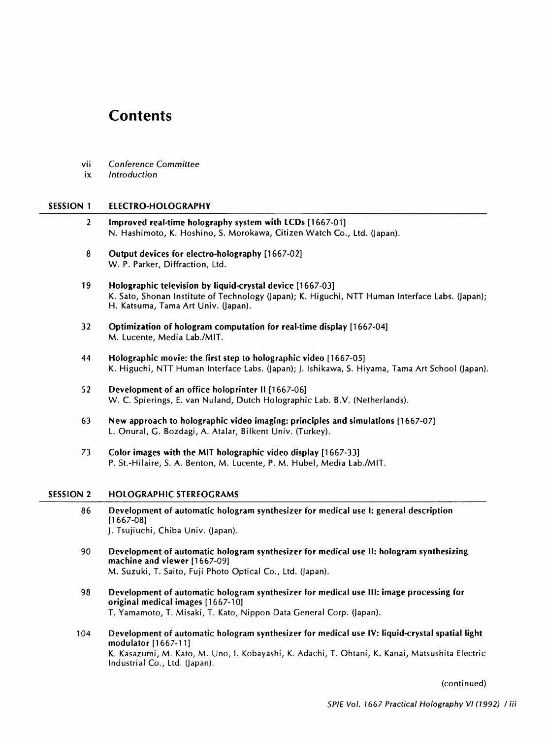# Contents

vii *Conference Committee*
ix *Introduction*

## SESSION 1 ELECTRO-HOLOGRAPHY

2 **Improved real-time holography system with LCDs [1667-01]**
N. Hashimoto, K. Hoshino, S. Morokawa, Citizen Watch Co., Ltd. (Japan).

8 **Output devices for electro-holography [1667-02]**
W. P. Parker, Diffraction, Ltd.

19 **Holographic television by liquid-crystal device [1667-03]**
K. Sato, Shonan Institute of Technology (Japan); K. Higuchi, NTT Human Interface Labs. (Japan); H. Katsuma, Tama Art Univ. (Japan).

32 **Optimization of hologram computation for real-time display [1667-04]**
M. Lucente, Media Lab./MIT.

44 **Holographic movie: the first step to holographic video [1667-05]**
K. Higuchi, NTT Human Interface Labs. (Japan); J. Ishikawa, S. Hiyama, Tama Art School (Japan).

52 **Development of an office holoprinter II [1667-06]**
W. C. Spierings, E. van Nuland, Dutch Holographic Lab. B.V. (Netherlands).

63 **New approach to holographic video imaging: principles and simulations [1667-07]**
L. Onural, G. Bozdagi, A. Atalar, Bilkent Univ. (Turkey).

73 **Color images with the MIT holographic video display [1667-33]**
P. St.-Hilaire, S. A. Benton, M. Lucente, P. M. Hubel, Media Lab./MIT.

## SESSION 2 HOLOGRAPHIC STEREOGRAMS

86 **Development of automatic hologram synthesizer for medical use I: general description [1667-08]**
J. Tsujiuchi, Chiba Univ. (Japan).

90 **Development of automatic hologram synthesizer for medical use II: hologram synthesizing machine and viewer [1667-09]**
M. Suzuki, T. Saito, Fuji Photo Optical Co., Ltd. (Japan).

98 **Development of automatic hologram synthesizer for medical use III: image processing for original medical images [1667-10]**
T. Yamamoto, T. Misaki, T. Kato, Nippon Data General Corp. (Japan).

104 **Development of automatic hologram synthesizer for medical use IV: liquid-crystal spatial light modulator [1667-11]**
K. Kasazumi, M. Kato, M. Uno, I. Kobayashi, K. Adachi, T. Ohtani, K. Kanai, Matsushita Electric Industrial Co., Ltd. (Japan).

(continued)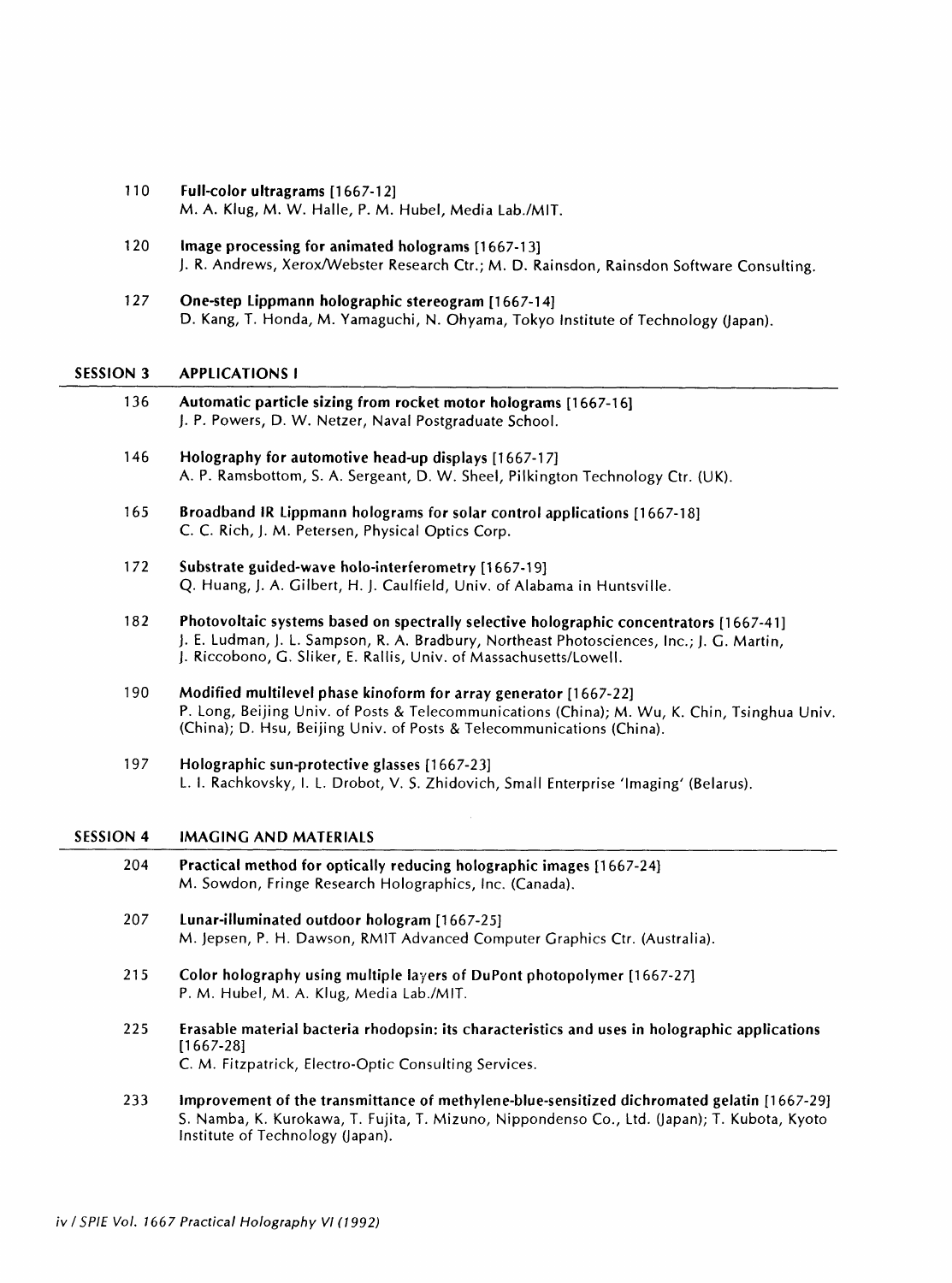110 **Full-color ultragrams [1667-12]**
M. A. Klug, M. W. Halle, P. M. Hubel, Media Lab./MIT.

120 **Image processing for animated holograms [1667-13]**
J. R. Andrews, Xerox/Webster Research Ctr.; M. D. Rainsdon, Rainsdon Software Consulting.

127 **One-step Lippmann holographic stereogram [1667-14]**
D. Kang, T. Honda, M. Yamaguchi, N. Ohyama, Tokyo Institute of Technology (Japan).

## SESSION 3 APPLICATIONS I

136 **Automatic particle sizing from rocket motor holograms [1667-16]**
J. P. Powers, D. W. Netzer, Naval Postgraduate School.

146 **Holography for automotive head-up displays [1667-17]**
A. P. Ramsbottom, S. A. Sergeant, D. W. Sheel, Pilkington Technology Ctr. (UK).

165 **Broadband IR Lippmann holograms for solar control applications [1667-18]**
C. C. Rich, J. M. Petersen, Physical Optics Corp.

172 **Substrate guided-wave holo-interferometry [1667-19]**
Q. Huang, J. A. Gilbert, H. J. Caulfield, Univ. of Alabama in Huntsville.

182 **Photovoltaic systems based on spectrally selective holographic concentrators [1667-41]**
J. E. Ludman, J. L. Sampson, R. A. Bradbury, Northeast Photosciences, Inc.; J. G. Martin, J. Riccobono, G. Sliker, E. Rallis, Univ. of Massachusetts/Lowell.

190 **Modified multilevel phase kinoform for array generator [1667-22]**
P. Long, Beijing Univ. of Posts & Telecommunications (China); M. Wu, K. Chin, Tsinghua Univ. (China); D. Hsu, Beijing Univ. of Posts & Telecommunications (China).

197 **Holographic sun-protective glasses [1667-23]**
L. I. Rachkovsky, I. L. Drobot, V. S. Zhidovich, Small Enterprise 'Imaging' (Belarus).

## SESSION 4 IMAGING AND MATERIALS

204 **Practical method for optically reducing holographic images [1667-24]**
M. Sowdon, Fringe Research Holographics, Inc. (Canada).

207 **Lunar-illuminated outdoor hologram [1667-25]**
M. Jepsen, P. H. Dawson, RMIT Advanced Computer Graphics Ctr. (Australia).

215 **Color holography using multiple layers of DuPont photopolymer [1667-27]**
P. M. Hubel, M. A. Klug, Media Lab./MIT.

225 **Erasable material bacteria rhodopsin: its characteristics and uses in holographic applications [1667-28]**
C. M. Fitzpatrick, Electro-Optic Consulting Services.

233 **Improvement of the transmittance of methylene-blue-sensitized dichromated gelatin [1667-29]**
S. Namba, K. Kurokawa, T. Fujita, T. Mizuno, Nippondenso Co., Ltd. (Japan); T. Kubota, Kyoto Institute of Technology (Japan).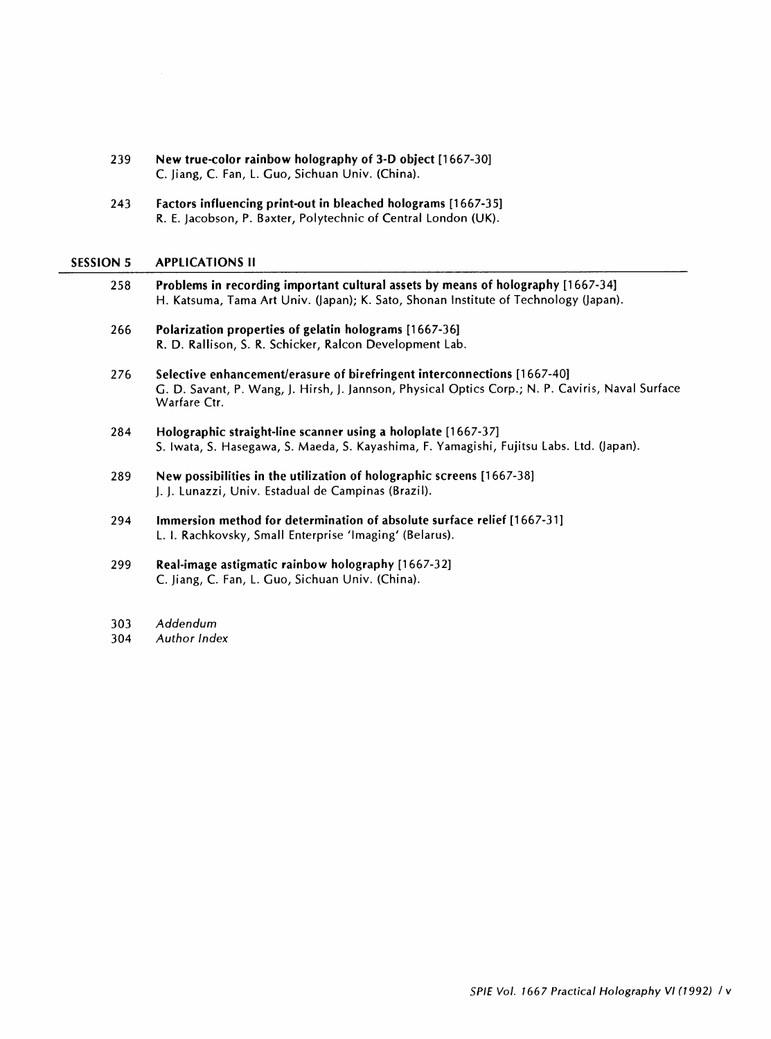239 **New true-color rainbow holography of 3-D object** [1667-30]
C. Jiang, C. Fan, L. Guo, Sichuan Univ. (China).

243 **Factors influencing print-out in bleached holograms** [1667-35]
R. E. Jacobson, P. Baxter, Polytechnic of Central London (UK).

## SESSION 5 APPLICATIONS II

258 **Problems in recording important cultural assets by means of holography** [1667-34]
H. Katsuma, Tama Art Univ. (Japan); K. Sato, Shonan Institute of Technology (Japan).

266 **Polarization properties of gelatin holograms** [1667-36]
R. D. Rallison, S. R. Schicker, Ralcon Development Lab.

276 **Selective enhancement/erasure of birefringent interconnections** [1667-40]
G. D. Savant, P. Wang, J. Hirsh, J. Jannson, Physical Optics Corp.; N. P. Caviris, Naval Surface Warfare Ctr.

284 **Holographic straight-line scanner using a holoplate** [1667-37]
S. Iwata, S. Hasegawa, S. Maeda, S. Kayashima, F. Yamagishi, Fujitsu Labs. Ltd. (Japan).

289 **New possibilities in the utilization of holographic screens** [1667-38]
J. J. Lunazzi, Univ. Estadual de Campinas (Brazil).

294 **Immersion method for determination of absolute surface relief** [1667-31]
L. I. Rachkovsky, Small Enterprise 'Imaging' (Belarus).

299 **Real-image astigmatic rainbow holography** [1667-32]
C. Jiang, C. Fan, L. Guo, Sichuan Univ. (China).

303 *Addendum*
304 *Author Index*